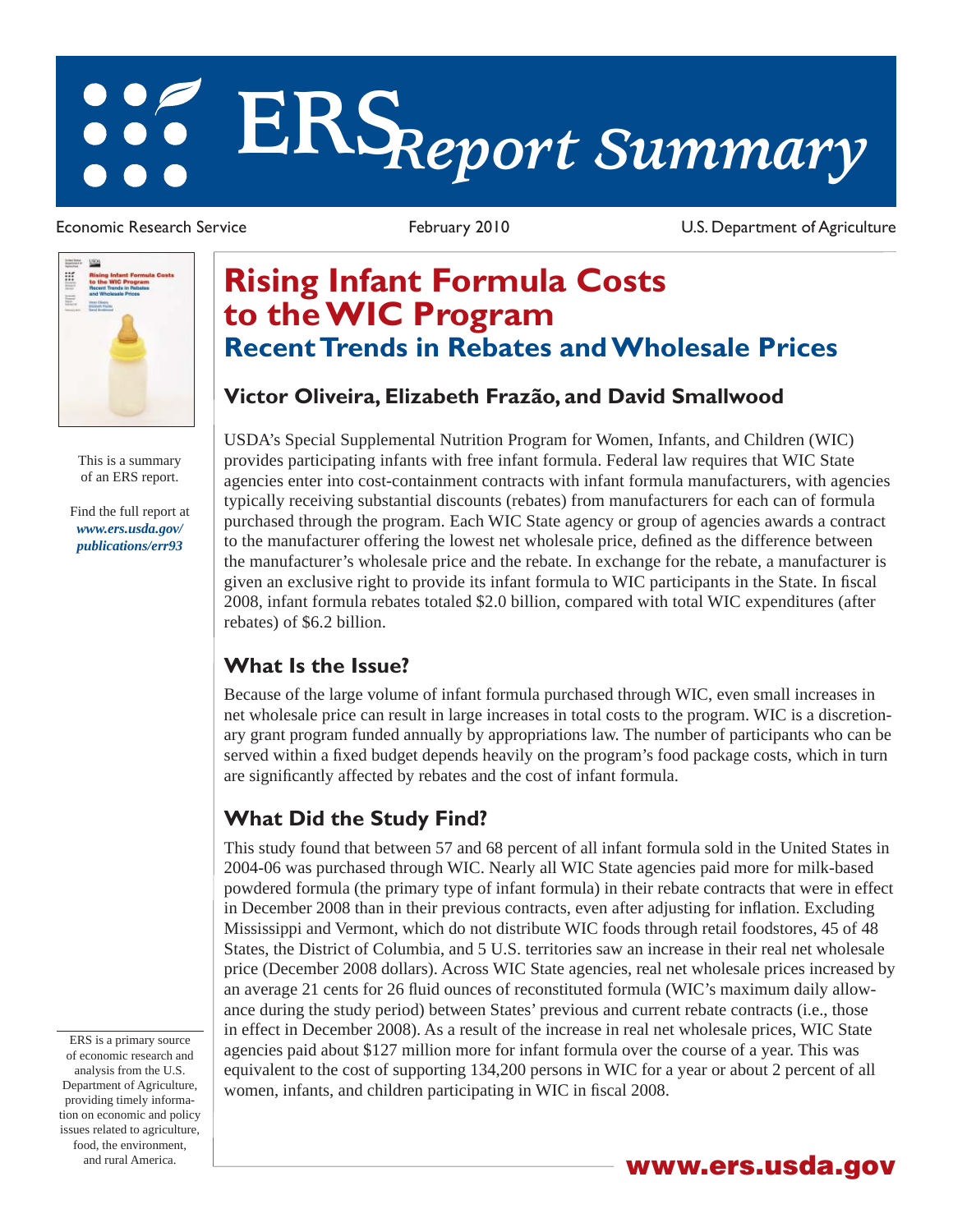# ERS Report Summary

Economic Research Service | February 2010 | U.S. Department of Agriculture

This is a summary of an ERS report.

Find the full report at *www.ers.usda.gov/publications/err93*

# Rising Infant Formula Costs to the WIC Program

## Recent Trends in Rebates and Wholesale Prices

**Victor Oliveira, Elizabeth Frazão, and David Smallwood**

USDA's Special Supplemental Nutrition Program for Women, Infants, and Children (WIC) provides participating infants with free infant formula. Federal law requires that WIC State agencies enter into cost-containment contracts with infant formula manufacturers, with agencies typically receiving substantial discounts (rebates) from manufacturers for each can of formula purchased through the program. Each WIC State agency or group of agencies awards a contract to the manufacturer offering the lowest net wholesale price, defined as the difference between the manufacturer's wholesale price and the rebate. In exchange for the rebate, a manufacturer is given an exclusive right to provide its infant formula to WIC participants in the State. In fiscal 2008, infant formula rebates totaled $2.0 billion, compared with total WIC expenditures (after rebates) of $6.2 billion.

## What Is the Issue?

Because of the large volume of infant formula purchased through WIC, even small increases in net wholesale price can result in large increases in total costs to the program. WIC is a discretionary grant program funded annually by appropriations law. The number of participants who can be served within a fixed budget depends heavily on the program's food package costs, which in turn are significantly affected by rebates and the cost of infant formula.

## What Did the Study Find?

This study found that between 57 and 68 percent of all infant formula sold in the United States in 2004-06 was purchased through WIC. Nearly all WIC State agencies paid more for milk-based powdered formula (the primary type of infant formula) in their rebate contracts that were in effect in December 2008 than in their previous contracts, even after adjusting for inflation. Excluding Mississippi and Vermont, which do not distribute WIC foods through retail foodstores, 45 of 48 States, the District of Columbia, and 5 U.S. territories saw an increase in their real net wholesale price (December 2008 dollars). Across WIC State agencies, real net wholesale prices increased by an average 21 cents for 26 fluid ounces of reconstituted formula (WIC's maximum daily allowance during the study period) between States' previous and current rebate contracts (i.e., those in effect in December 2008). As a result of the increase in real net wholesale prices, WIC State agencies paid about $127 million more for infant formula over the course of a year. This was equivalent to the cost of supporting 134,200 persons in WIC for a year or about 2 percent of all women, infants, and children participating in WIC in fiscal 2008.

ERS is a primary source of economic research and analysis from the U.S. Department of Agriculture, providing timely information on economic and policy issues related to agriculture, food, the environment, and rural America.

**www.ers.usda.gov**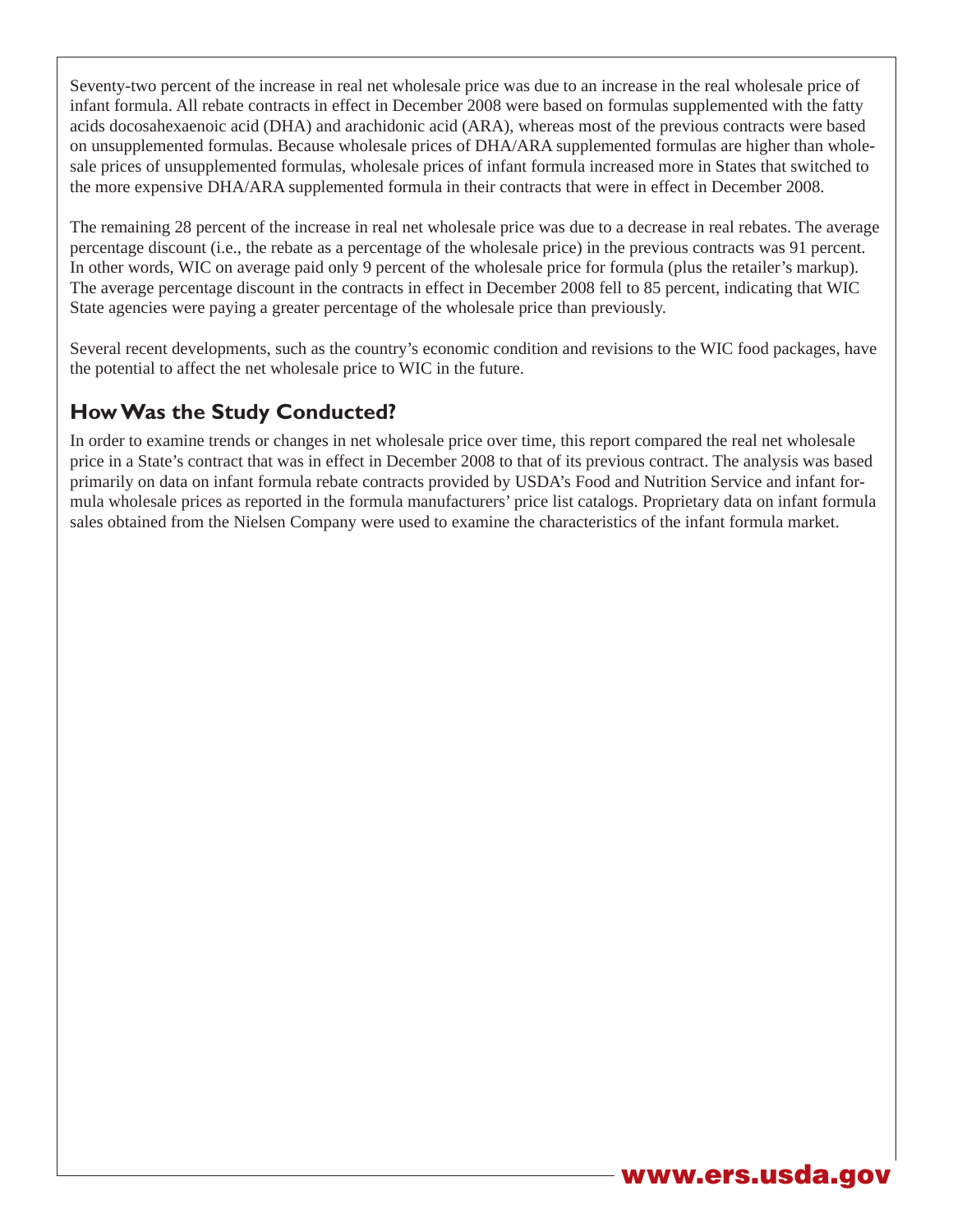Seventy-two percent of the increase in real net wholesale price was due to an increase in the real wholesale price of infant formula. All rebate contracts in effect in December 2008 were based on formulas supplemented with the fatty acids docosahexaenoic acid (DHA) and arachidonic acid (ARA), whereas most of the previous contracts were based on unsupplemented formulas. Because wholesale prices of DHA/ARA supplemented formulas are higher than wholesale prices of unsupplemented formulas, wholesale prices of infant formula increased more in States that switched to the more expensive DHA/ARA supplemented formula in their contracts that were in effect in December 2008.

The remaining 28 percent of the increase in real net wholesale price was due to a decrease in real rebates. The average percentage discount (i.e., the rebate as a percentage of the wholesale price) in the previous contracts was 91 percent. In other words, WIC on average paid only 9 percent of the wholesale price for formula (plus the retailer's markup). The average percentage discount in the contracts in effect in December 2008 fell to 85 percent, indicating that WIC State agencies were paying a greater percentage of the wholesale price than previously.

Several recent developments, such as the country's economic condition and revisions to the WIC food packages, have the potential to affect the net wholesale price to WIC in the future.

## How Was the Study Conducted?

In order to examine trends or changes in net wholesale price over time, this report compared the real net wholesale price in a State's contract that was in effect in December 2008 to that of its previous contract. The analysis was based primarily on data on infant formula rebate contracts provided by USDA's Food and Nutrition Service and infant formula wholesale prices as reported in the formula manufacturers' price list catalogs. Proprietary data on infant formula sales obtained from the Nielsen Company were used to examine the characteristics of the infant formula market.

www.ers.usda.gov